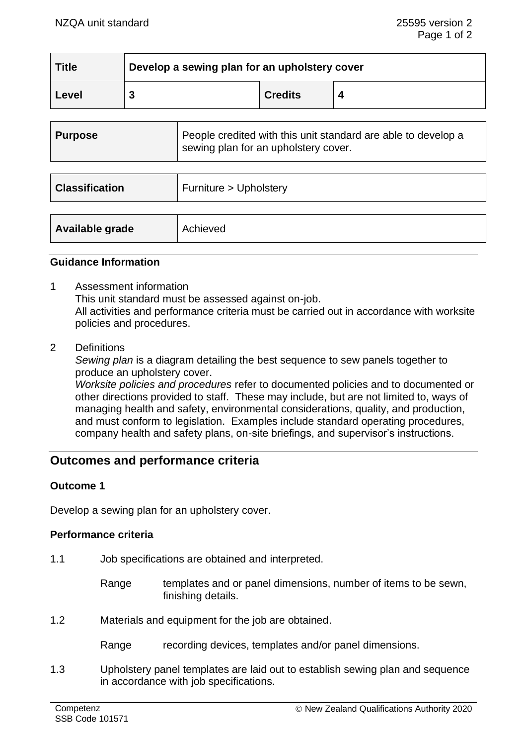| Title | Develop a sewing plan for an upholstery cover | | |
|---|---|---|---|
| Level | 3 | Credits | 4 |

| Purpose | People credited with this unit standard are able to develop a sewing plan for an upholstery cover. |
|---|---|

| Classification | Furniture > Upholstery |
|---|---|

| Available grade | Achieved |
|---|---|

### Guidance Information

1 Assessment information
This unit standard must be assessed against on-job.
All activities and performance criteria must be carried out in accordance with worksite policies and procedures.

2 Definitions
*Sewing plan* is a diagram detailing the best sequence to sew panels together to produce an upholstery cover.
*Worksite policies and procedures* refer to documented policies and to documented or other directions provided to staff. These may include, but are not limited to, ways of managing health and safety, environmental considerations, quality, and production, and must conform to legislation. Examples include standard operating procedures, company health and safety plans, on-site briefings, and supervisor's instructions.

## Outcomes and performance criteria

### Outcome 1

Develop a sewing plan for an upholstery cover.

### Performance criteria

1.1 Job specifications are obtained and interpreted.

Range templates and or panel dimensions, number of items to be sewn, finishing details.

1.2 Materials and equipment for the job are obtained.

Range recording devices, templates and/or panel dimensions.

1.3 Upholstery panel templates are laid out to establish sewing plan and sequence in accordance with job specifications.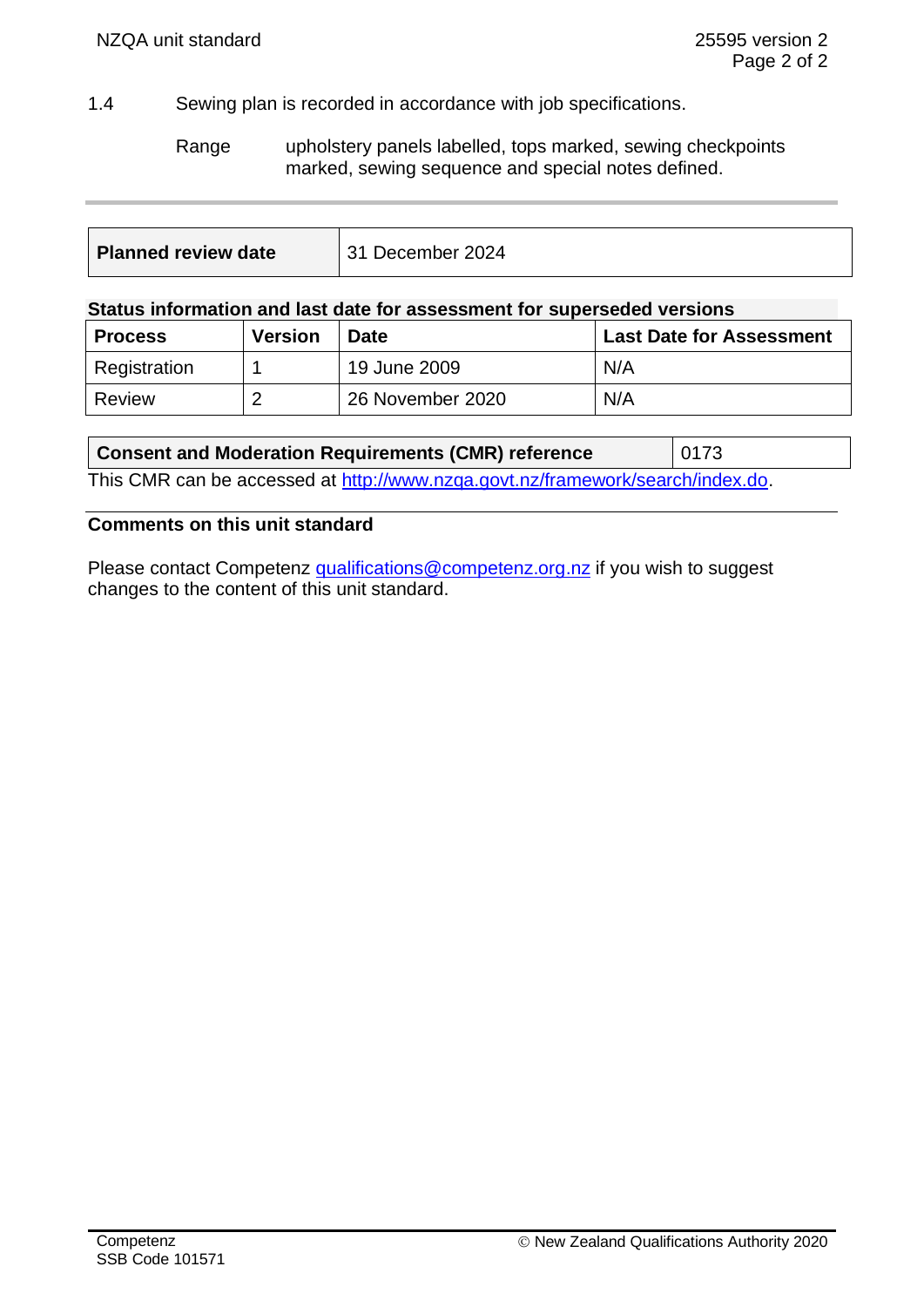1.4 Sewing plan is recorded in accordance with job specifications.

Range upholstery panels labelled, tops marked, sewing checkpoints marked, sewing sequence and special notes defined.

| | |
|---|---|
| **Planned review date** | 31 December 2024 |

**Status information and last date for assessment for superseded versions**

| Process | Version | Date | Last Date for Assessment |
|---|---|---|---|
| Registration | 1 | 19 June 2009 | N/A |
| Review | 2 | 26 November 2020 | N/A |

| | |
|---|---|
| **Consent and Moderation Requirements (CMR) reference** | 0173 |

This CMR can be accessed at http://www.nzqa.govt.nz/framework/search/index.do.

**Comments on this unit standard**

Please contact Competenz qualifications@competenz.org.nz if you wish to suggest changes to the content of this unit standard.